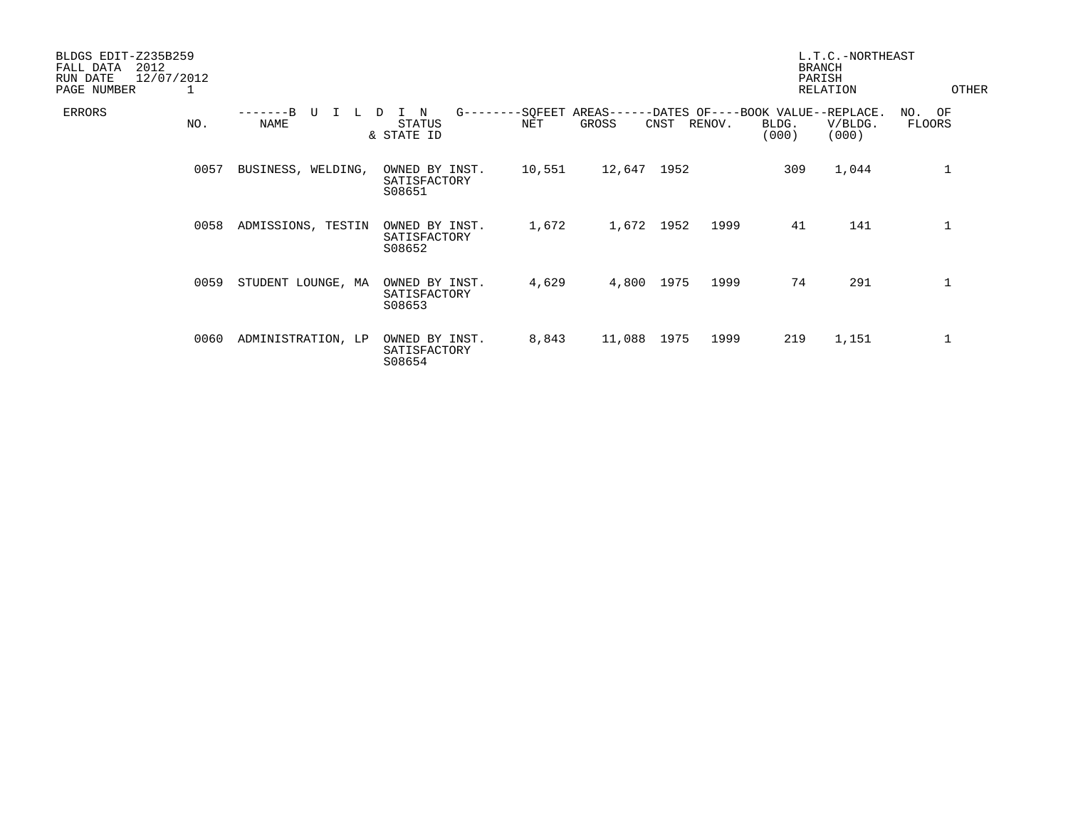BLDGS EDIT-Z235B259
FALL DATA 2012
RUN DATE 12/07/2012
PAGE NUMBER 1

L.T.C.-NORTHEAST
BRANCH
PARISH
RELATION

OTHER

| ERRORS | NO. | BUILDING NAME | STATUS & STATE ID | SQFEET AREAS NET | SQFEET AREAS GROSS | DATES OF CNST | DATES OF RENOV. | BOOK VALUE BLDG. (000) | REPLACE. V/BLDG. (000) | NO. OF FLOORS |
|---|---|---|---|---|---|---|---|---|---|---|
| | 0057 | BUSINESS, WELDING, | OWNED BY INST. SATISFACTORY S08651 | 10,551 | 12,647 | 1952 | | 309 | 1,044 | 1 |
| | 0058 | ADMISSIONS, TESTIN | OWNED BY INST. SATISFACTORY S08652 | 1,672 | 1,672 | 1952 | 1999 | 41 | 141 | 1 |
| | 0059 | STUDENT LOUNGE, MA | OWNED BY INST. SATISFACTORY S08653 | 4,629 | 4,800 | 1975 | 1999 | 74 | 291 | 1 |
| | 0060 | ADMINISTRATION, LP | OWNED BY INST. SATISFACTORY S08654 | 8,843 | 11,088 | 1975 | 1999 | 219 | 1,151 | 1 |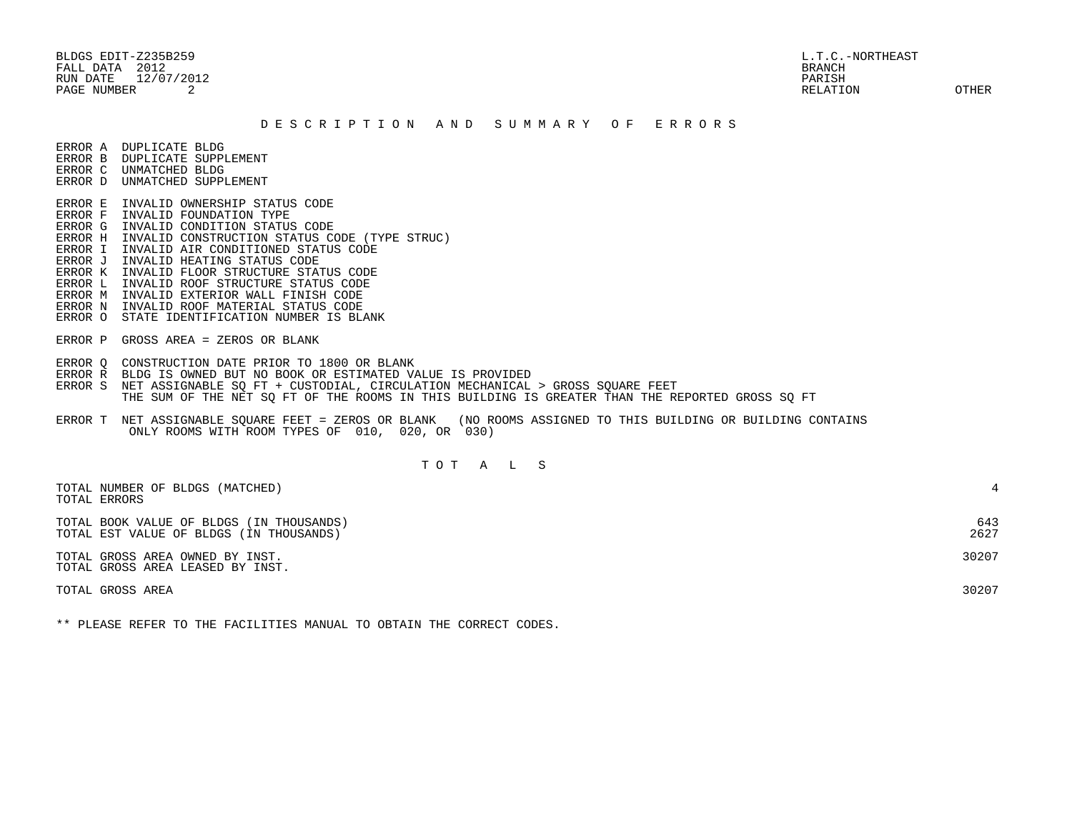BLDGS EDIT-Z235B259
FALL DATA 2012
RUN DATE 12/07/2012
PAGE NUMBER 2

L.T.C.-NORTHEAST
BRANCH
PARISH
RELATION OTHER

## D E S C R I P T I O N  A N D  S U M M A R Y  O F  E R R O R S

ERROR A DUPLICATE BLDG
ERROR B DUPLICATE SUPPLEMENT
ERROR C UNMATCHED BLDG
ERROR D UNMATCHED SUPPLEMENT

ERROR E INVALID OWNERSHIP STATUS CODE
ERROR F INVALID FOUNDATION TYPE
ERROR G INVALID CONDITION STATUS CODE
ERROR H INVALID CONSTRUCTION STATUS CODE (TYPE STRUC)
ERROR I INVALID AIR CONDITIONED STATUS CODE
ERROR J INVALID HEATING STATUS CODE
ERROR K INVALID FLOOR STRUCTURE STATUS CODE
ERROR L INVALID ROOF STRUCTURE STATUS CODE
ERROR M INVALID EXTERIOR WALL FINISH CODE
ERROR N INVALID ROOF MATERIAL STATUS CODE
ERROR O STATE IDENTIFICATION NUMBER IS BLANK

ERROR P GROSS AREA = ZEROS OR BLANK

ERROR Q CONSTRUCTION DATE PRIOR TO 1800 OR BLANK
ERROR R BLDG IS OWNED BUT NO BOOK OR ESTIMATED VALUE IS PROVIDED
ERROR S NET ASSIGNABLE SQ FT + CUSTODIAL, CIRCULATION MECHANICAL > GROSS SQUARE FEET
THE SUM OF THE NET SQ FT OF THE ROOMS IN THIS BUILDING IS GREATER THAN THE REPORTED GROSS SQ FT

ERROR T NET ASSIGNABLE SQUARE FEET = ZEROS OR BLANK (NO ROOMS ASSIGNED TO THIS BUILDING OR BUILDING CONTAINS ONLY ROOMS WITH ROOM TYPES OF 010, 020, OR 030)

## T O T A L S

| | |
|---|---|
| TOTAL NUMBER OF BLDGS (MATCHED) | 4 |
| TOTAL ERRORS | |
| TOTAL BOOK VALUE OF BLDGS (IN THOUSANDS) | 643 |
| TOTAL EST VALUE OF BLDGS (IN THOUSANDS) | 2627 |
| TOTAL GROSS AREA OWNED BY INST. | 30207 |
| TOTAL GROSS AREA LEASED BY INST. | |
| TOTAL GROSS AREA | 30207 |

** PLEASE REFER TO THE FACILITIES MANUAL TO OBTAIN THE CORRECT CODES.